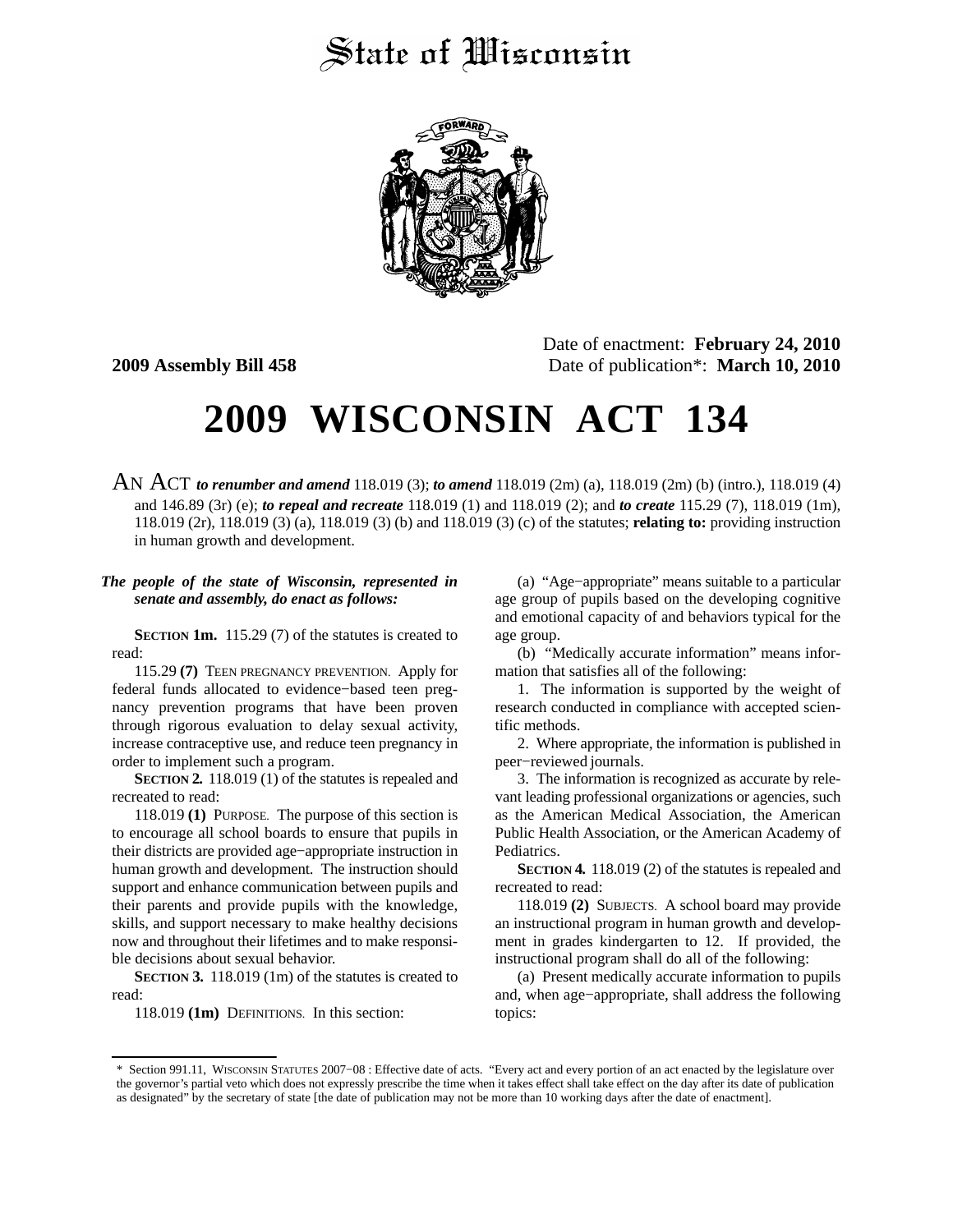# State of Wisconsin

**2009 Assembly Bill 458**

Date of enactment: **February 24, 2010**
Date of publication*: **March 10, 2010**

# 2009 WISCONSIN ACT 134

AN ACT ***to renumber and amend*** 118.019 (3); ***to amend*** 118.019 (2m) (a), 118.019 (2m) (b) (intro.), 118.019 (4) and 146.89 (3r) (e); ***to repeal and recreate*** 118.019 (1) and 118.019 (2); and ***to create*** 115.29 (7), 118.019 (1m), 118.019 (2r), 118.019 (3) (a), 118.019 (3) (b) and 118.019 (3) (c) of the statutes; **relating to:** providing instruction in human growth and development.

***The people of the state of Wisconsin, represented in senate and assembly, do enact as follows:***

**SECTION 1m.** 115.29 (7) of the statutes is created to read:

115.29 **(7)** TEEN PREGNANCY PREVENTION. Apply for federal funds allocated to evidence−based teen pregnancy prevention programs that have been proven through rigorous evaluation to delay sexual activity, increase contraceptive use, and reduce teen pregnancy in order to implement such a program.

**SECTION 2.** 118.019 (1) of the statutes is repealed and recreated to read:

118.019 **(1)** PURPOSE. The purpose of this section is to encourage all school boards to ensure that pupils in their districts are provided age−appropriate instruction in human growth and development. The instruction should support and enhance communication between pupils and their parents and provide pupils with the knowledge, skills, and support necessary to make healthy decisions now and throughout their lifetimes and to make responsible decisions about sexual behavior.

**SECTION 3.** 118.019 (1m) of the statutes is created to read:

118.019 **(1m)** DEFINITIONS. In this section:

(a) "Age−appropriate" means suitable to a particular age group of pupils based on the developing cognitive and emotional capacity of and behaviors typical for the age group.

(b) "Medically accurate information" means information that satisfies all of the following:

1. The information is supported by the weight of research conducted in compliance with accepted scientific methods.

2. Where appropriate, the information is published in peer−reviewed journals.

3. The information is recognized as accurate by relevant leading professional organizations or agencies, such as the American Medical Association, the American Public Health Association, or the American Academy of Pediatrics.

**SECTION 4.** 118.019 (2) of the statutes is repealed and recreated to read:

118.019 **(2)** SUBJECTS. A school board may provide an instructional program in human growth and development in grades kindergarten to 12. If provided, the instructional program shall do all of the following:

(a) Present medically accurate information to pupils and, when age−appropriate, shall address the following topics:

\* Section 991.11, WISCONSIN STATUTES 2007−08 : Effective date of acts. "Every act and every portion of an act enacted by the legislature over the governor's partial veto which does not expressly prescribe the time when it takes effect shall take effect on the day after its date of publication as designated" by the secretary of state [the date of publication may not be more than 10 working days after the date of enactment].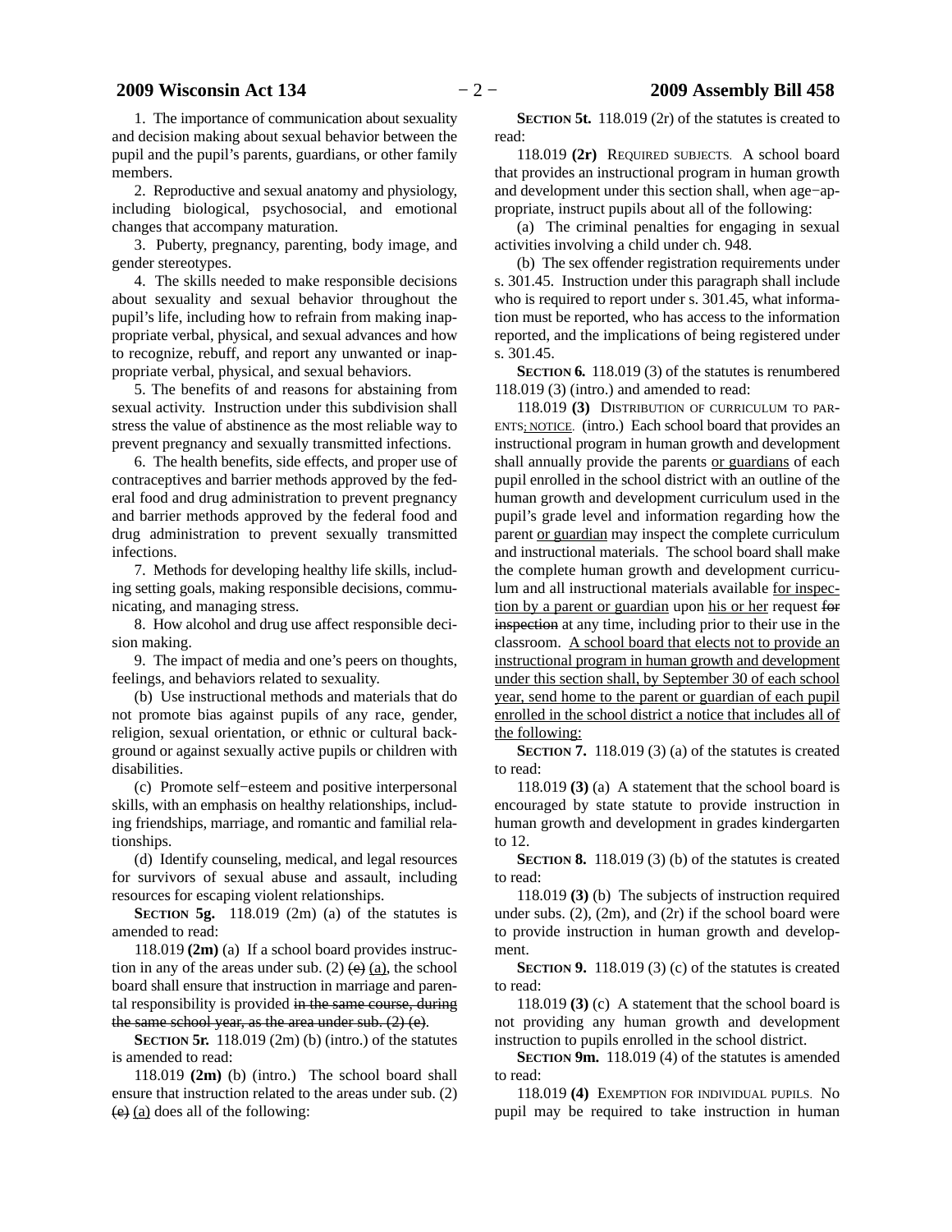1. The importance of communication about sexuality and decision making about sexual behavior between the pupil and the pupil's parents, guardians, or other family members.

2. Reproductive and sexual anatomy and physiology, including biological, psychosocial, and emotional changes that accompany maturation.

3. Puberty, pregnancy, parenting, body image, and gender stereotypes.

4. The skills needed to make responsible decisions about sexuality and sexual behavior throughout the pupil's life, including how to refrain from making inappropriate verbal, physical, and sexual advances and how to recognize, rebuff, and report any unwanted or inappropriate verbal, physical, and sexual behaviors.

5. The benefits of and reasons for abstaining from sexual activity. Instruction under this subdivision shall stress the value of abstinence as the most reliable way to prevent pregnancy and sexually transmitted infections.

6. The health benefits, side effects, and proper use of contraceptives and barrier methods approved by the federal food and drug administration to prevent pregnancy and barrier methods approved by the federal food and drug administration to prevent sexually transmitted infections.

7. Methods for developing healthy life skills, including setting goals, making responsible decisions, communicating, and managing stress.

8. How alcohol and drug use affect responsible decision making.

9. The impact of media and one's peers on thoughts, feelings, and behaviors related to sexuality.

(b) Use instructional methods and materials that do not promote bias against pupils of any race, gender, religion, sexual orientation, or ethnic or cultural background or against sexually active pupils or children with disabilities.

(c) Promote self-esteem and positive interpersonal skills, with an emphasis on healthy relationships, including friendships, marriage, and romantic and familial relationships.

(d) Identify counseling, medical, and legal resources for survivors of sexual abuse and assault, including resources for escaping violent relationships.

**SECTION 5g.** 118.019 (2m) (a) of the statutes is amended to read:

118.019 **(2m)** (a) If a school board provides instruction in any of the areas under sub. (2) ~~(e)~~ <u>(a)</u>, the school board shall ensure that instruction in marriage and parental responsibility is provided ~~in the same course, during the same school year, as the area under sub. (2) (e)~~.

**SECTION 5r.** 118.019 (2m) (b) (intro.) of the statutes is amended to read:

118.019 **(2m)** (b) (intro.) The school board shall ensure that instruction related to the areas under sub. (2) ~~(e)~~ <u>(a)</u> does all of the following:

**SECTION 5t.** 118.019 (2r) of the statutes is created to read:

118.019 **(2r)** REQUIRED SUBJECTS. A school board that provides an instructional program in human growth and development under this section shall, when age-appropriate, instruct pupils about all of the following:

(a) The criminal penalties for engaging in sexual activities involving a child under ch. 948.

(b) The sex offender registration requirements under s. 301.45. Instruction under this paragraph shall include who is required to report under s. 301.45, what information must be reported, who has access to the information reported, and the implications of being registered under s. 301.45.

**SECTION 6.** 118.019 (3) of the statutes is renumbered 118.019 (3) (intro.) and amended to read:

118.019 **(3)** DISTRIBUTION OF CURRICULUM TO PARENTS<u>; NOTICE</u>. (intro.) Each school board that provides an instructional program in human growth and development shall annually provide the parents <u>or guardians</u> of each pupil enrolled in the school district with an outline of the human growth and development curriculum used in the pupil's grade level and information regarding how the parent <u>or guardian</u> may inspect the complete curriculum and instructional materials. The school board shall make the complete human growth and development curriculum and all instructional materials available <u>for inspection by a parent or guardian</u> upon <u>his or her</u> request ~~for inspection~~ at any time, including prior to their use in the classroom. <u>A school board that elects not to provide an instructional program in human growth and development under this section shall, by September 30 of each school year, send home to the parent or guardian of each pupil enrolled in the school district a notice that includes all of the following:</u>

**SECTION 7.** 118.019 (3) (a) of the statutes is created to read:

118.019 **(3)** (a) A statement that the school board is encouraged by state statute to provide instruction in human growth and development in grades kindergarten to 12.

**SECTION 8.** 118.019 (3) (b) of the statutes is created to read:

118.019 **(3)** (b) The subjects of instruction required under subs. (2), (2m), and (2r) if the school board were to provide instruction in human growth and development.

**SECTION 9.** 118.019 (3) (c) of the statutes is created to read:

118.019 **(3)** (c) A statement that the school board is not providing any human growth and development instruction to pupils enrolled in the school district.

**SECTION 9m.** 118.019 (4) of the statutes is amended to read:

118.019 **(4)** EXEMPTION FOR INDIVIDUAL PUPILS. No pupil may be required to take instruction in human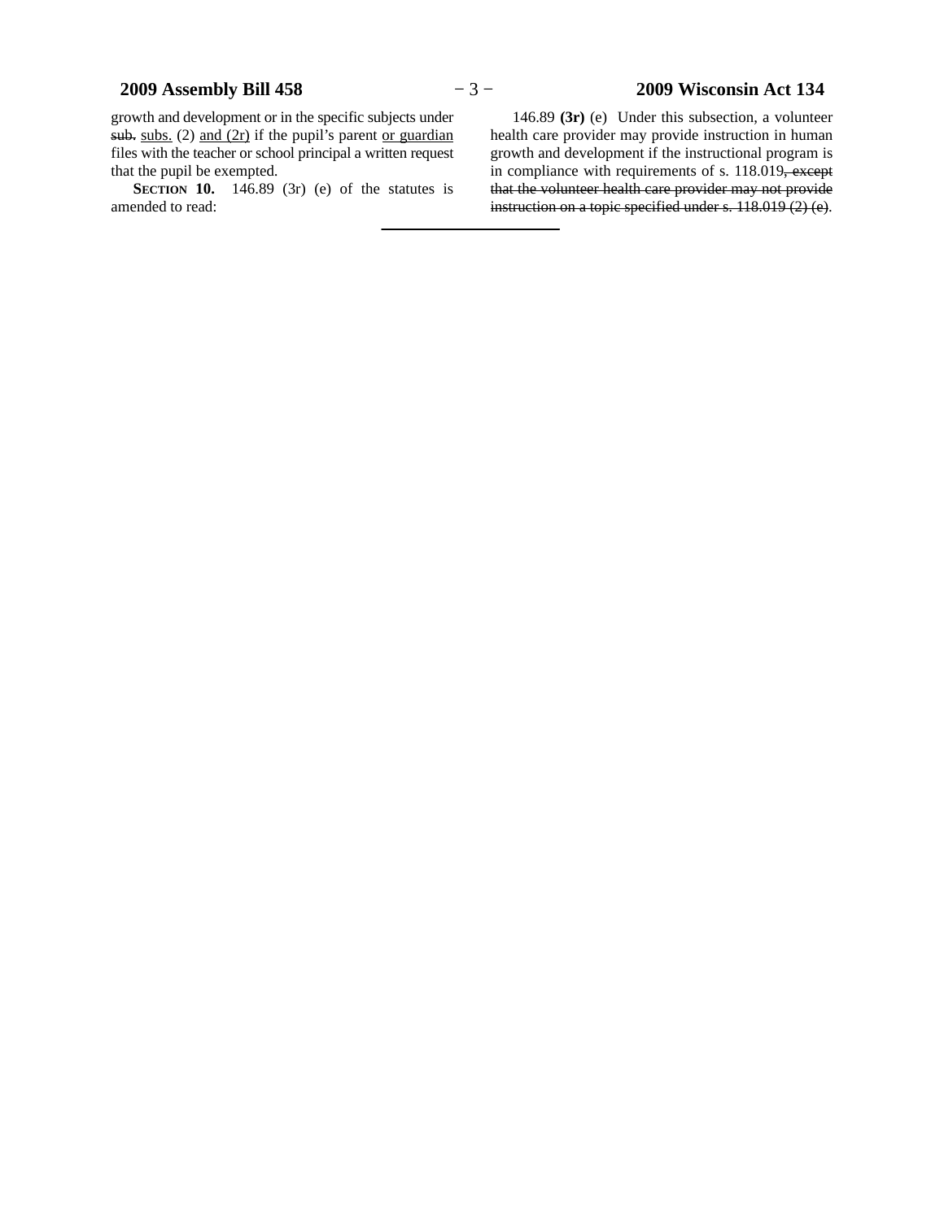growth and development or in the specific subjects under ~~sub.~~ <u>subs.</u> (2) <u>and (2r)</u> if the pupil's parent <u>or guardian</u> files with the teacher or school principal a written request that the pupil be exempted.

**SECTION 10.** 146.89 (3r) (e) of the statutes is amended to read:

146.89 **(3r)** (e) Under this subsection, a volunteer health care provider may provide instruction in human growth and development if the instructional program is in compliance with requirements of s. 118.019~~, except that the volunteer health care provider may not provide instruction on a topic specified under s. 118.019 (2) (e)~~.